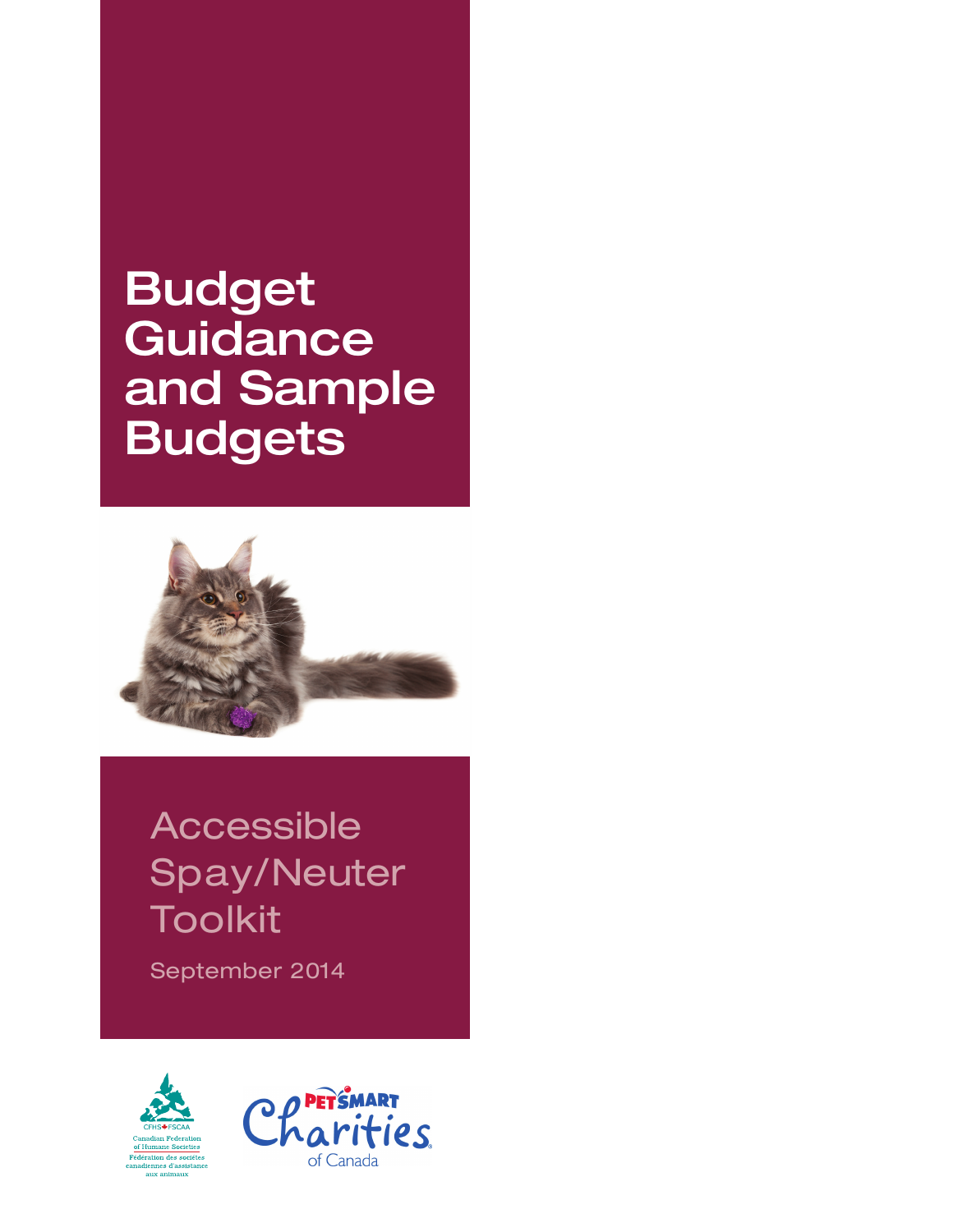# Budget Guidance and Sample Budgets

## Accessible Spay/Neuter Toolkit

September 2014

CFHS FSCAA
Canadian Federation of Humane Societies
Fédération des sociétés canadiennes d'assistance aux animaux

PetSmart Charities of Canada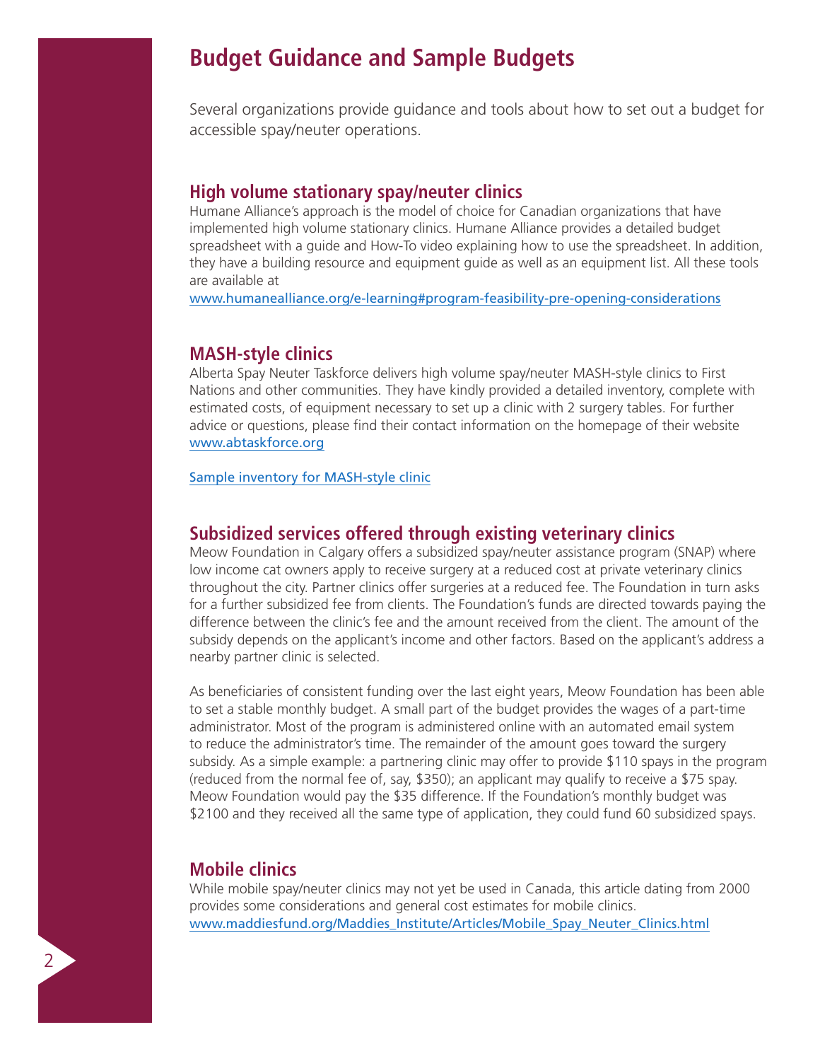# Budget Guidance and Sample Budgets

Several organizations provide guidance and tools about how to set out a budget for accessible spay/neuter operations.

## High volume stationary spay/neuter clinics

Humane Alliance's approach is the model of choice for Canadian organizations that have implemented high volume stationary clinics. Humane Alliance provides a detailed budget spreadsheet with a guide and How-To video explaining how to use the spreadsheet. In addition, they have a building resource and equipment guide as well as an equipment list. All these tools are available at
www.humanealliance.org/e-learning#program-feasibility-pre-opening-considerations

## MASH-style clinics

Alberta Spay Neuter Taskforce delivers high volume spay/neuter MASH-style clinics to First Nations and other communities. They have kindly provided a detailed inventory, complete with estimated costs, of equipment necessary to set up a clinic with 2 surgery tables. For further advice or questions, please find their contact information on the homepage of their website www.abtaskforce.org

Sample inventory for MASH-style clinic

## Subsidized services offered through existing veterinary clinics

Meow Foundation in Calgary offers a subsidized spay/neuter assistance program (SNAP) where low income cat owners apply to receive surgery at a reduced cost at private veterinary clinics throughout the city. Partner clinics offer surgeries at a reduced fee. The Foundation in turn asks for a further subsidized fee from clients. The Foundation's funds are directed towards paying the difference between the clinic's fee and the amount received from the client. The amount of the subsidy depends on the applicant's income and other factors. Based on the applicant's address a nearby partner clinic is selected.

As beneficiaries of consistent funding over the last eight years, Meow Foundation has been able to set a stable monthly budget. A small part of the budget provides the wages of a part-time administrator. Most of the program is administered online with an automated email system to reduce the administrator's time. The remainder of the amount goes toward the surgery subsidy. As a simple example: a partnering clinic may offer to provide $110 spays in the program (reduced from the normal fee of, say, $350); an applicant may qualify to receive a $75 spay. Meow Foundation would pay the $35 difference. If the Foundation's monthly budget was $2100 and they received all the same type of application, they could fund 60 subsidized spays.

## Mobile clinics

While mobile spay/neuter clinics may not yet be used in Canada, this article dating from 2000 provides some considerations and general cost estimates for mobile clinics.
www.maddiesfund.org/Maddies_Institute/Articles/Mobile_Spay_Neuter_Clinics.html